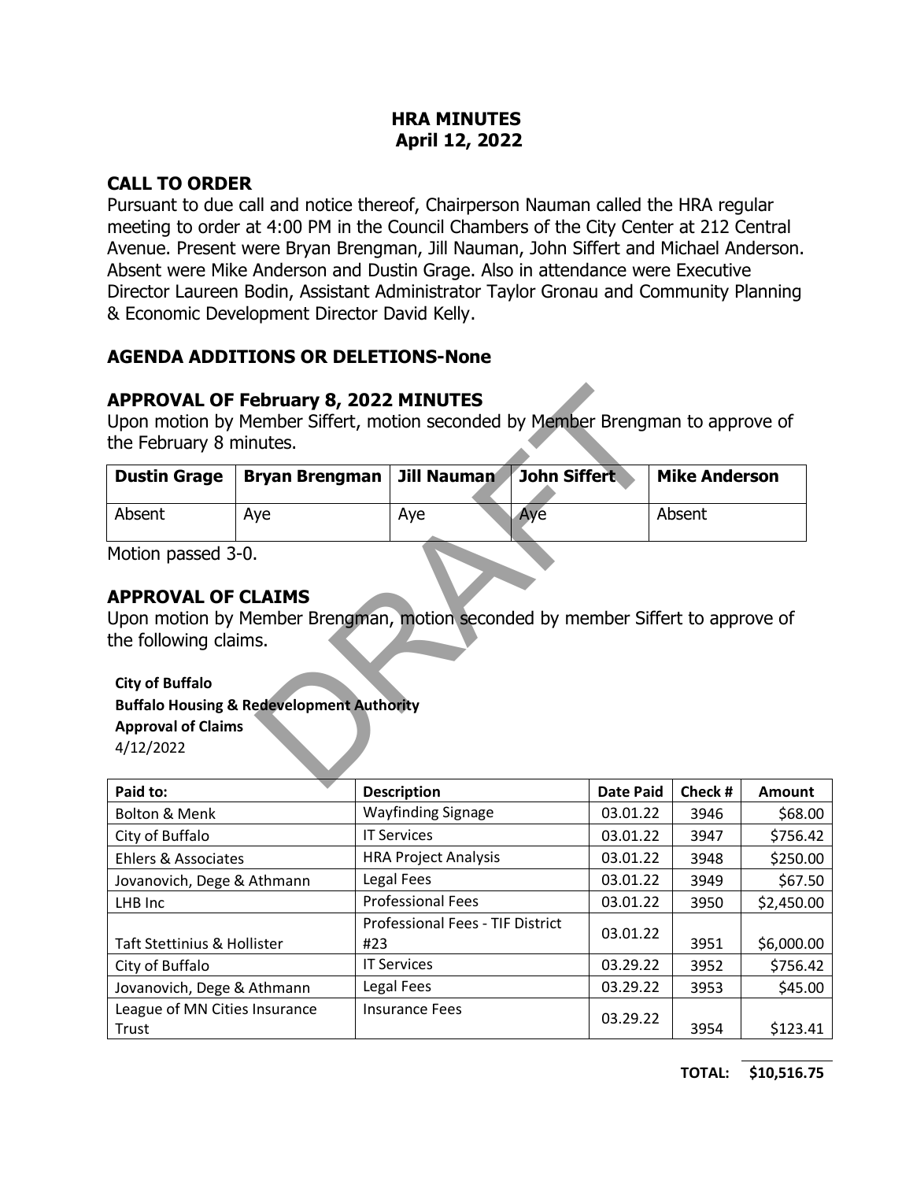# HRA MINUTES
## April 12, 2022

## CALL TO ORDER

Pursuant to due call and notice thereof, Chairperson Nauman called the HRA regular meeting to order at 4:00 PM in the Council Chambers of the City Center at 212 Central Avenue. Present were Bryan Brengman, Jill Nauman, John Siffert and Michael Anderson. Absent were Mike Anderson and Dustin Grage. Also in attendance were Executive Director Laureen Bodin, Assistant Administrator Taylor Gronau and Community Planning & Economic Development Director David Kelly.

## AGENDA ADDITIONS OR DELETIONS-None

## APPROVAL OF February 8, 2022 MINUTES

Upon motion by Member Siffert, motion seconded by Member Brengman to approve of the February 8 minutes.

| Dustin Grage | Bryan Brengman | Jill Nauman | John Siffert | Mike Anderson |
|---|---|---|---|---|
| Absent | Aye | Aye | Aye | Absent |

Motion passed 3-0.

## APPROVAL OF CLAIMS

Upon motion by Member Brengman, motion seconded by member Siffert to approve of the following claims.

**City of Buffalo**
**Buffalo Housing & Redevelopment Authority**
**Approval of Claims**
4/12/2022

| Paid to: | Description | Date Paid | Check # | Amount |
|---|---|---|---|---|
| Bolton & Menk | Wayfinding Signage | 03.01.22 | 3946 | $68.00 |
| City of Buffalo | IT Services | 03.01.22 | 3947 | $756.42 |
| Ehlers & Associates | HRA Project Analysis | 03.01.22 | 3948 | $250.00 |
| Jovanovich, Dege & Athmann | Legal Fees | 03.01.22 | 3949 | $67.50 |
| LHB Inc | Professional Fees | 03.01.22 | 3950 | $2,450.00 |
| Taft Stettinius & Hollister | Professional Fees - TIF District #23 | 03.01.22 | 3951 | $6,000.00 |
| City of Buffalo | IT Services | 03.29.22 | 3952 | $756.42 |
| Jovanovich, Dege & Athmann | Legal Fees | 03.29.22 | 3953 | $45.00 |
| League of MN Cities Insurance Trust | Insurance Fees | 03.29.22 | 3954 | $123.41 |
| | | | **TOTAL:** | **$10,516.75** |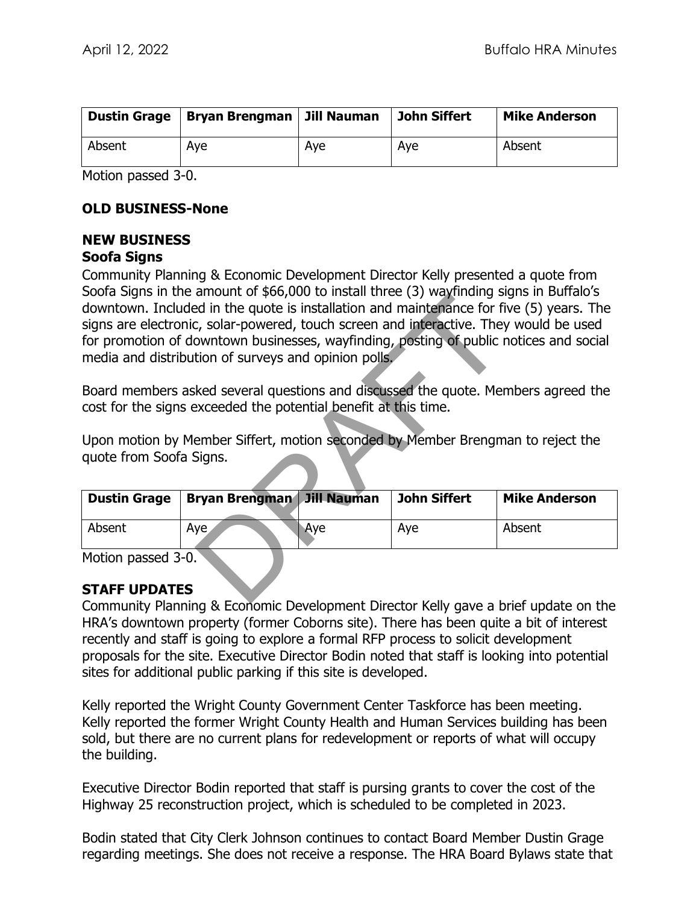| Dustin Grage | Bryan Brengman | Jill Nauman | John Siffert | Mike Anderson |
| --- | --- | --- | --- | --- |
| Absent | Aye | Aye | Aye | Absent |

Motion passed 3-0.

**OLD BUSINESS-None**

**NEW BUSINESS**

**Soofa Signs**

Community Planning & Economic Development Director Kelly presented a quote from Soofa Signs in the amount of $66,000 to install three (3) wayfinding signs in Buffalo's downtown. Included in the quote is installation and maintenance for five (5) years. The signs are electronic, solar-powered, touch screen and interactive. They would be used for promotion of downtown businesses, wayfinding, posting of public notices and social media and distribution of surveys and opinion polls.

Board members asked several questions and discussed the quote. Members agreed the cost for the signs exceeded the potential benefit at this time.

Upon motion by Member Siffert, motion seconded by Member Brengman to reject the quote from Soofa Signs.

| Dustin Grage | Bryan Brengman | Jill Nauman | John Siffert | Mike Anderson |
| --- | --- | --- | --- | --- |
| Absent | Aye | Aye | Aye | Absent |

Motion passed 3-0.

**STAFF UPDATES**

Community Planning & Economic Development Director Kelly gave a brief update on the HRA's downtown property (former Coborns site). There has been quite a bit of interest recently and staff is going to explore a formal RFP process to solicit development proposals for the site. Executive Director Bodin noted that staff is looking into potential sites for additional public parking if this site is developed.

Kelly reported the Wright County Government Center Taskforce has been meeting. Kelly reported the former Wright County Health and Human Services building has been sold, but there are no current plans for redevelopment or reports of what will occupy the building.

Executive Director Bodin reported that staff is pursing grants to cover the cost of the Highway 25 reconstruction project, which is scheduled to be completed in 2023.

Bodin stated that City Clerk Johnson continues to contact Board Member Dustin Grage regarding meetings. She does not receive a response. The HRA Board Bylaws state that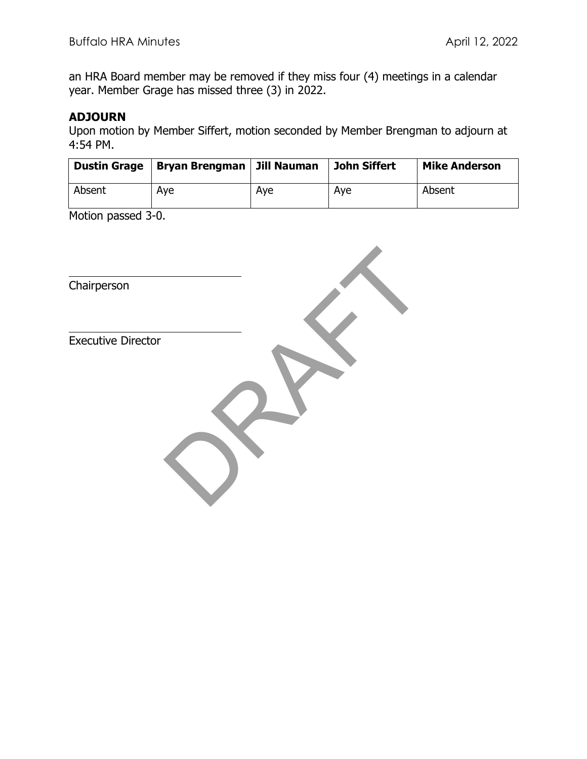an HRA Board member may be removed if they miss four (4) meetings in a calendar year. Member Grage has missed three (3) in 2022.

### ADJOURN

Upon motion by Member Siffert, motion seconded by Member Brengman to adjourn at 4:54 PM.

| Dustin Grage | Bryan Brengman | Jill Nauman | John Siffert | Mike Anderson |
|---|---|---|---|---|
| Absent | Aye | Aye | Aye | Absent |

Motion passed 3-0.

DRAFT

\_\_\_\_\_\_\_\_\_\_\_\_\_\_\_\_\_\_\_\_\_\_\_\_\_\_\_\_\_\_

Chairperson

\_\_\_\_\_\_\_\_\_\_\_\_\_\_\_\_\_\_\_\_\_\_\_\_\_\_\_\_\_\_

Executive Director